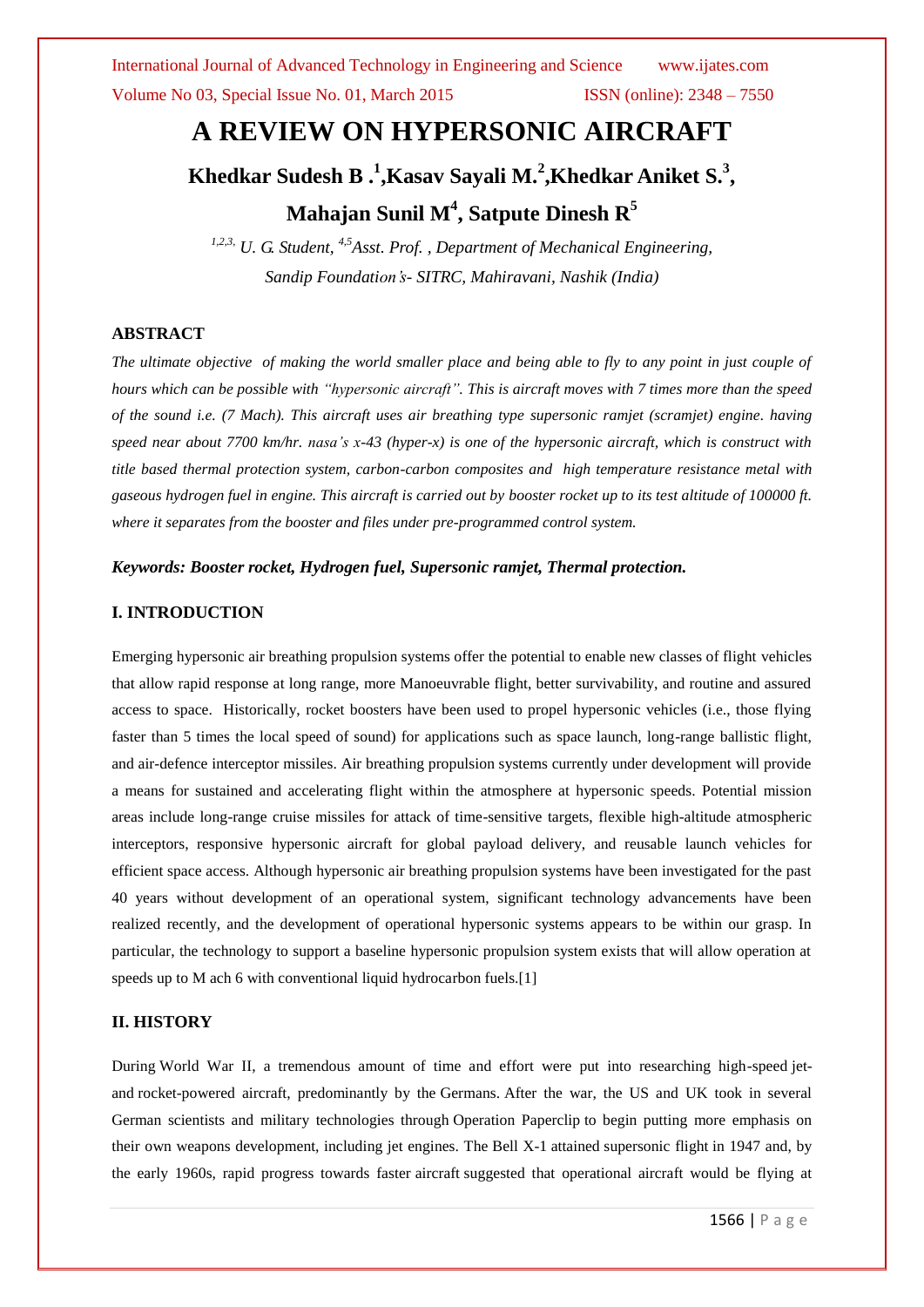# A REVIEW ON HYPERSONIC AIRCRAFT

**Khedkar Sudesh B .[1],Kasav Sayali M.[2],Khedkar Aniket S.[3], Mahajan Sunil M[4], Satpute Dinesh R[5]**

*[1,2,3,] U. G. Student, [4,5]Asst. Prof. , Department of Mechanical Engineering, Sandip Foundation's- SITRC, Mahiravani, Nashik (India)*

### ABSTRACT

*The ultimate objective of making the world smaller place and being able to fly to any point in just couple of hours which can be possible with "hypersonic aircraft". This is aircraft moves with 7 times more than the speed of the sound i.e. (7 Mach). This aircraft uses air breathing type supersonic ramjet (scramjet) engine. having speed near about 7700 km/hr. nasa's x-43 (hyper-x) is one of the hypersonic aircraft, which is construct with title based thermal protection system, carbon-carbon composites and high temperature resistance metal with gaseous hydrogen fuel in engine. This aircraft is carried out by booster rocket up to its test altitude of 100000 ft. where it separates from the booster and files under pre-programmed control system.*

***Keywords: Booster rocket, Hydrogen fuel, Supersonic ramjet, Thermal protection.***

### I. INTRODUCTION

Emerging hypersonic air breathing propulsion systems offer the potential to enable new classes of flight vehicles that allow rapid response at long range, more Manoeuvrable flight, better survivability, and routine and assured access to space. Historically, rocket boosters have been used to propel hypersonic vehicles (i.e., those flying faster than 5 times the local speed of sound) for applications such as space launch, long-range ballistic flight, and air-defence interceptor missiles. Air breathing propulsion systems currently under development will provide a means for sustained and accelerating flight within the atmosphere at hypersonic speeds. Potential mission areas include long-range cruise missiles for attack of time-sensitive targets, flexible high-altitude atmospheric interceptors, responsive hypersonic aircraft for global payload delivery, and reusable launch vehicles for efficient space access. Although hypersonic air breathing propulsion systems have been investigated for the past 40 years without development of an operational system, significant technology advancements have been realized recently, and the development of operational hypersonic systems appears to be within our grasp. In particular, the technology to support a baseline hypersonic propulsion system exists that will allow operation at speeds up to M ach 6 with conventional liquid hydrocarbon fuels.[1]

### II. HISTORY

During World War II, a tremendous amount of time and effort were put into researching high-speed jet- and rocket-powered aircraft, predominantly by the Germans. After the war, the US and UK took in several German scientists and military technologies through Operation Paperclip to begin putting more emphasis on their own weapons development, including jet engines. The Bell X-1 attained supersonic flight in 1947 and, by the early 1960s, rapid progress towards faster aircraft suggested that operational aircraft would be flying at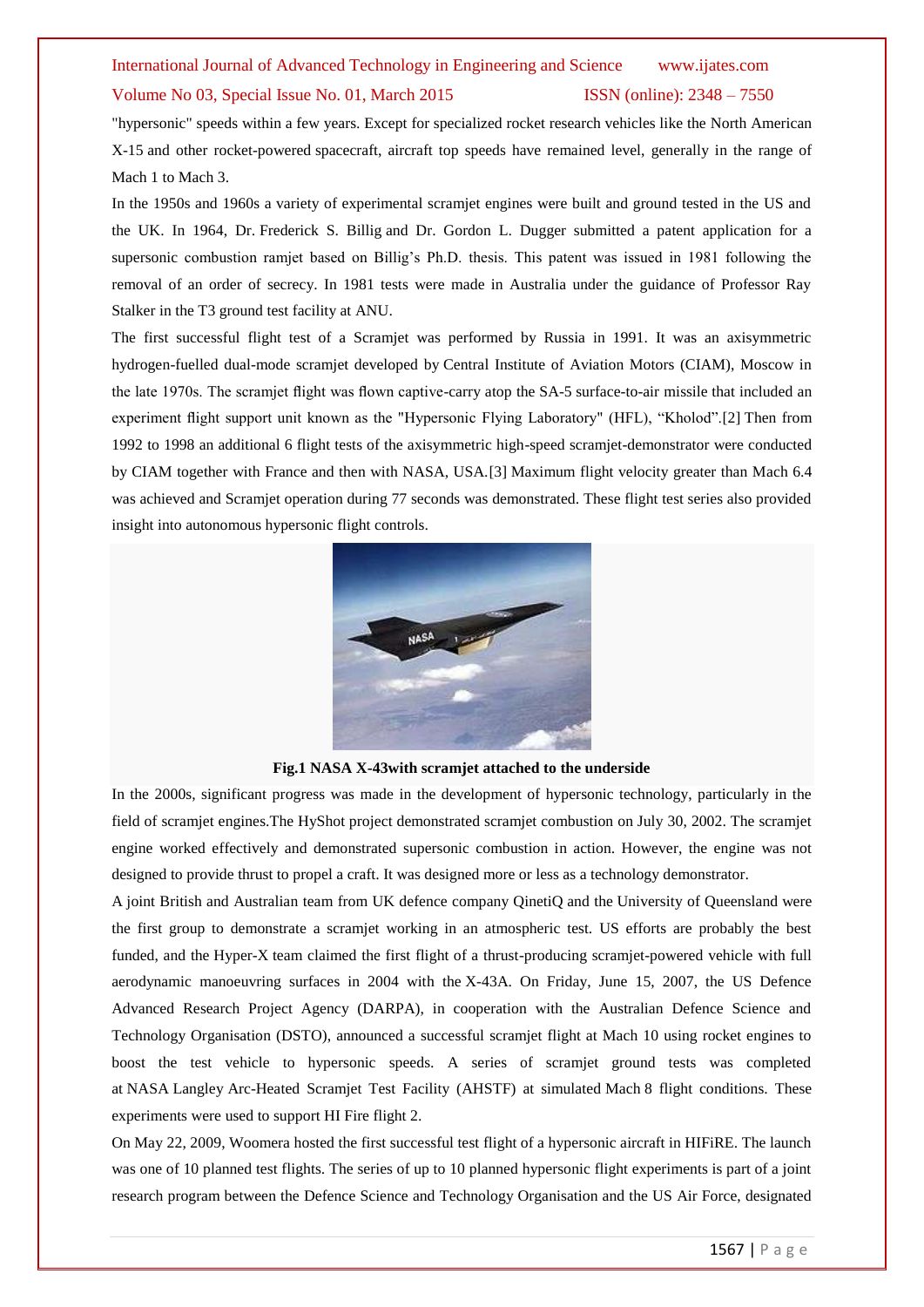"hypersonic" speeds within a few years. Except for specialized rocket research vehicles like the North American X-15 and other rocket-powered spacecraft, aircraft top speeds have remained level, generally in the range of Mach 1 to Mach 3.

In the 1950s and 1960s a variety of experimental scramjet engines were built and ground tested in the US and the UK. In 1964, Dr. Frederick S. Billig and Dr. Gordon L. Dugger submitted a patent application for a supersonic combustion ramjet based on Billig's Ph.D. thesis. This patent was issued in 1981 following the removal of an order of secrecy. In 1981 tests were made in Australia under the guidance of Professor Ray Stalker in the T3 ground test facility at ANU.

The first successful flight test of a Scramjet was performed by Russia in 1991. It was an axisymmetric hydrogen-fuelled dual-mode scramjet developed by Central Institute of Aviation Motors (CIAM), Moscow in the late 1970s. The scramjet flight was flown captive-carry atop the SA-5 surface-to-air missile that included an experiment flight support unit known as the "Hypersonic Flying Laboratory" (HFL), "Kholod".[2] Then from 1992 to 1998 an additional 6 flight tests of the axisymmetric high-speed scramjet-demonstrator were conducted by CIAM together with France and then with NASA, USA.[3] Maximum flight velocity greater than Mach 6.4 was achieved and Scramjet operation during 77 seconds was demonstrated. These flight test series also provided insight into autonomous hypersonic flight controls.

**Fig.1 NASA X-43with scramjet attached to the underside**

In the 2000s, significant progress was made in the development of hypersonic technology, particularly in the field of scramjet engines.The HyShot project demonstrated scramjet combustion on July 30, 2002. The scramjet engine worked effectively and demonstrated supersonic combustion in action. However, the engine was not designed to provide thrust to propel a craft. It was designed more or less as a technology demonstrator.

A joint British and Australian team from UK defence company QinetiQ and the University of Queensland were the first group to demonstrate a scramjet working in an atmospheric test. US efforts are probably the best funded, and the Hyper-X team claimed the first flight of a thrust-producing scramjet-powered vehicle with full aerodynamic manoeuvring surfaces in 2004 with the X-43A. On Friday, June 15, 2007, the US Defence Advanced Research Project Agency (DARPA), in cooperation with the Australian Defence Science and Technology Organisation (DSTO), announced a successful scramjet flight at Mach 10 using rocket engines to boost the test vehicle to hypersonic speeds. A series of scramjet ground tests was completed at NASA Langley Arc-Heated Scramjet Test Facility (AHSTF) at simulated Mach 8 flight conditions. These experiments were used to support HI Fire flight 2.

On May 22, 2009, Woomera hosted the first successful test flight of a hypersonic aircraft in HIFiRE. The launch was one of 10 planned test flights. The series of up to 10 planned hypersonic flight experiments is part of a joint research program between the Defence Science and Technology Organisation and the US Air Force, designated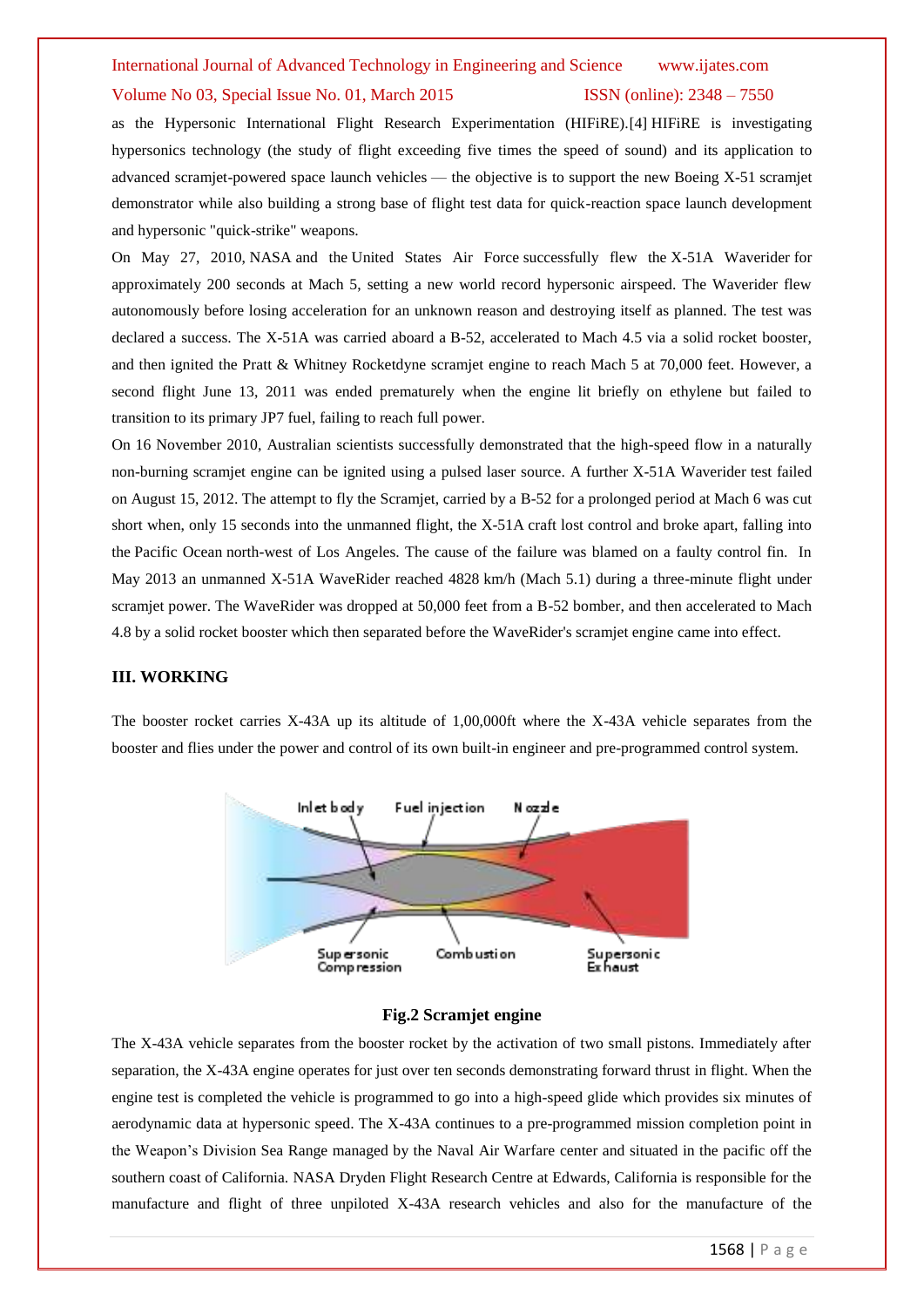as the Hypersonic International Flight Research Experimentation (HIFiRE).[4] HIFiRE is investigating hypersonics technology (the study of flight exceeding five times the speed of sound) and its application to advanced scramjet-powered space launch vehicles — the objective is to support the new Boeing X-51 scramjet demonstrator while also building a strong base of flight test data for quick-reaction space launch development and hypersonic "quick-strike" weapons.

On May 27, 2010, NASA and the United States Air Force successfully flew the X-51A Waverider for approximately 200 seconds at Mach 5, setting a new world record hypersonic airspeed. The Waverider flew autonomously before losing acceleration for an unknown reason and destroying itself as planned. The test was declared a success. The X-51A was carried aboard a B-52, accelerated to Mach 4.5 via a solid rocket booster, and then ignited the Pratt & Whitney Rocketdyne scramjet engine to reach Mach 5 at 70,000 feet. However, a second flight June 13, 2011 was ended prematurely when the engine lit briefly on ethylene but failed to transition to its primary JP7 fuel, failing to reach full power.

On 16 November 2010, Australian scientists successfully demonstrated that the high-speed flow in a naturally non-burning scramjet engine can be ignited using a pulsed laser source. A further X-51A Waverider test failed on August 15, 2012. The attempt to fly the Scramjet, carried by a B-52 for a prolonged period at Mach 6 was cut short when, only 15 seconds into the unmanned flight, the X-51A craft lost control and broke apart, falling into the Pacific Ocean north-west of Los Angeles. The cause of the failure was blamed on a faulty control fin. In May 2013 an unmanned X-51A WaveRider reached 4828 km/h (Mach 5.1) during a three-minute flight under scramjet power. The WaveRider was dropped at 50,000 feet from a B-52 bomber, and then accelerated to Mach 4.8 by a solid rocket booster which then separated before the WaveRider's scramjet engine came into effect.

## III. WORKING

The booster rocket carries X-43A up its altitude of 1,00,000ft where the X-43A vehicle separates from the booster and flies under the power and control of its own built-in engineer and pre-programmed control system.

**Fig.2 Scramjet engine**

The X-43A vehicle separates from the booster rocket by the activation of two small pistons. Immediately after separation, the X-43A engine operates for just over ten seconds demonstrating forward thrust in flight. When the engine test is completed the vehicle is programmed to go into a high-speed glide which provides six minutes of aerodynamic data at hypersonic speed. The X-43A continues to a pre-programmed mission completion point in the Weapon's Division Sea Range managed by the Naval Air Warfare center and situated in the pacific off the southern coast of California. NASA Dryden Flight Research Centre at Edwards, California is responsible for the manufacture and flight of three unpiloted X-43A research vehicles and also for the manufacture of the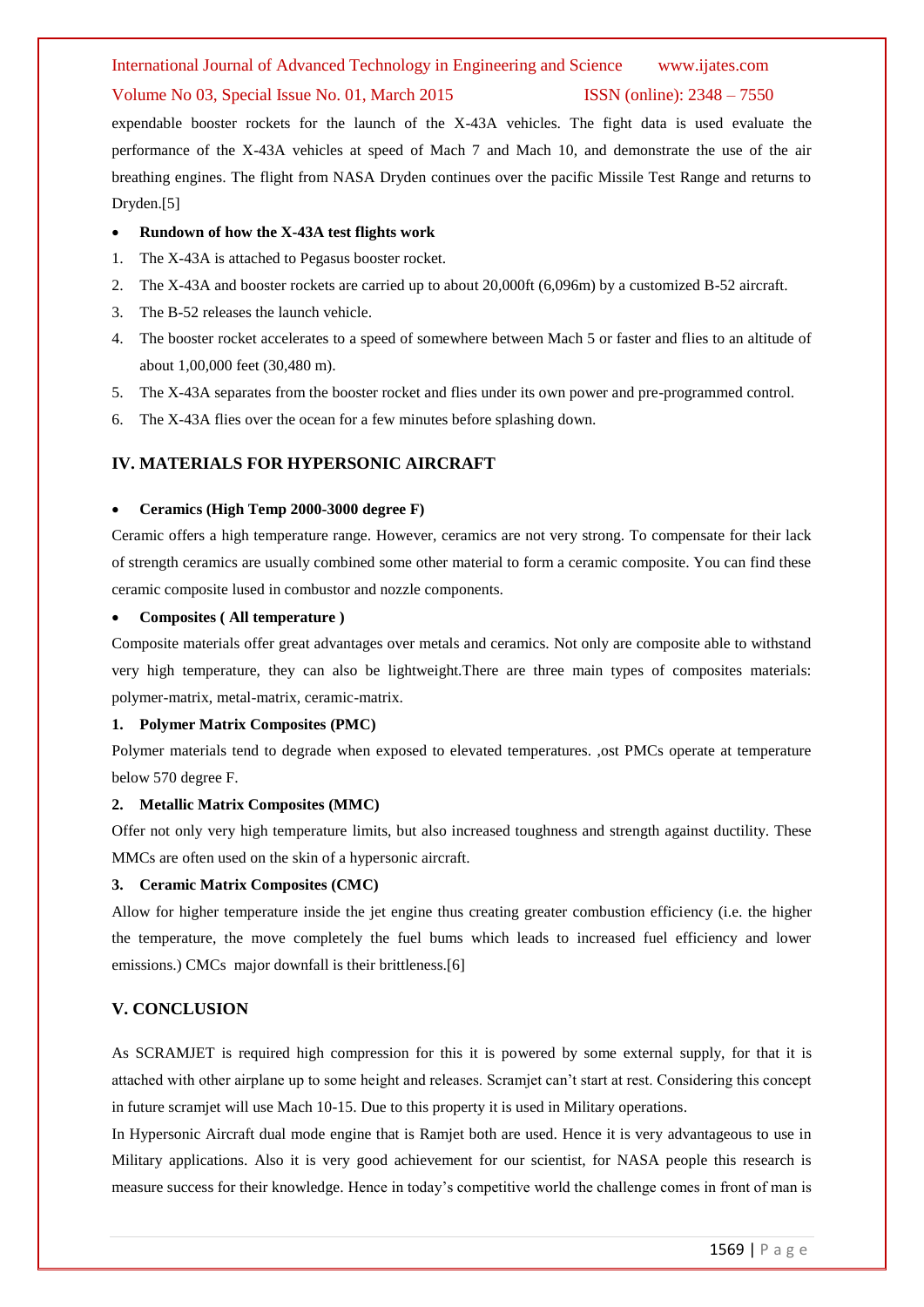expendable booster rockets for the launch of the X-43A vehicles. The fight data is used evaluate the performance of the X-43A vehicles at speed of Mach 7 and Mach 10, and demonstrate the use of the air breathing engines. The flight from NASA Dryden continues over the pacific Missile Test Range and returns to Dryden.[5]

- **Rundown of how the X-43A test flights work**

1. The X-43A is attached to Pegasus booster rocket.
2. The X-43A and booster rockets are carried up to about 20,000ft (6,096m) by a customized B-52 aircraft.
3. The B-52 releases the launch vehicle.
4. The booster rocket accelerates to a speed of somewhere between Mach 5 or faster and flies to an altitude of about 1,00,000 feet (30,480 m).
5. The X-43A separates from the booster rocket and flies under its own power and pre-programmed control.
6. The X-43A flies over the ocean for a few minutes before splashing down.

## IV. MATERIALS FOR HYPERSONIC AIRCRAFT

- **Ceramics (High Temp 2000-3000 degree F)**

Ceramic offers a high temperature range. However, ceramics are not very strong. To compensate for their lack of strength ceramics are usually combined some other material to form a ceramic composite. You can find these ceramic composite lused in combustor and nozzle components.

- **Composites ( All temperature )**

Composite materials offer great advantages over metals and ceramics. Not only are composite able to withstand very high temperature, they can also be lightweight.There are three main types of composites materials: polymer-matrix, metal-matrix, ceramic-matrix.

**1. Polymer Matrix Composites (PMC)**

Polymer materials tend to degrade when exposed to elevated temperatures. ,ost PMCs operate at temperature below 570 degree F.

**2. Metallic Matrix Composites (MMC)**

Offer not only very high temperature limits, but also increased toughness and strength against ductility. These MMCs are often used on the skin of a hypersonic aircraft.

**3. Ceramic Matrix Composites (CMC)**

Allow for higher temperature inside the jet engine thus creating greater combustion efficiency (i.e. the higher the temperature, the move completely the fuel bums which leads to increased fuel efficiency and lower emissions.) CMCs major downfall is their brittleness.[6]

## V. CONCLUSION

As SCRAMJET is required high compression for this it is powered by some external supply, for that it is attached with other airplane up to some height and releases. Scramjet can't start at rest. Considering this concept in future scramjet will use Mach 10-15. Due to this property it is used in Military operations.

In Hypersonic Aircraft dual mode engine that is Ramjet both are used. Hence it is very advantageous to use in Military applications. Also it is very good achievement for our scientist, for NASA people this research is measure success for their knowledge. Hence in today's competitive world the challenge comes in front of man is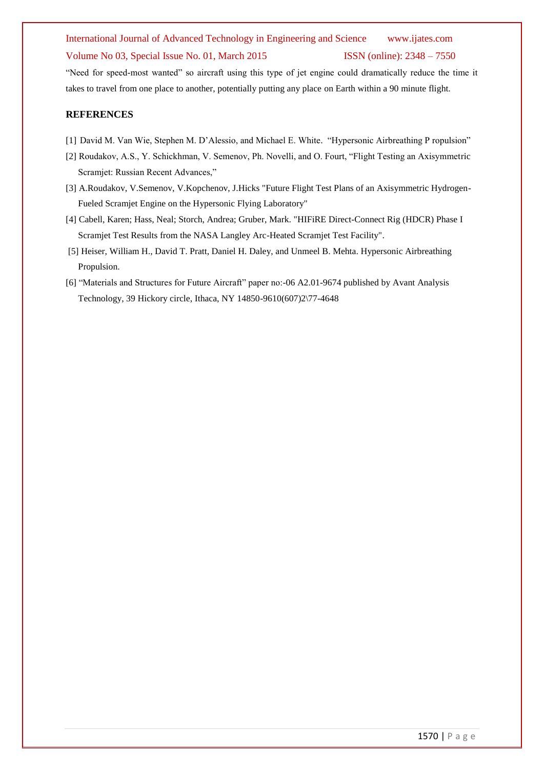"Need for speed-most wanted" so aircraft using this type of jet engine could dramatically reduce the time it takes to travel from one place to another, potentially putting any place on Earth within a 90 minute flight.

## REFERENCES

[1] David M. Van Wie, Stephen M. D'Alessio, and Michael E. White. "Hypersonic Airbreathing P ropulsion"

[2] Roudakov, A.S., Y. Schickhman, V. Semenov, Ph. Novelli, and O. Fourt, "Flight Testing an Axisymmetric Scramjet: Russian Recent Advances,"

[3] A.Roudakov, V.Semenov, V.Kopchenov, J.Hicks "Future Flight Test Plans of an Axisymmetric Hydrogen-Fueled Scramjet Engine on the Hypersonic Flying Laboratory"

[4] Cabell, Karen; Hass, Neal; Storch, Andrea; Gruber, Mark. "HIFiRE Direct-Connect Rig (HDCR) Phase I Scramjet Test Results from the NASA Langley Arc-Heated Scramjet Test Facility".

[5] Heiser, William H., David T. Pratt, Daniel H. Daley, and Unmeel B. Mehta. Hypersonic Airbreathing Propulsion.

[6] "Materials and Structures for Future Aircraft" paper no:-06 A2.01-9674 published by Avant Analysis Technology, 39 Hickory circle, Ithaca, NY 14850-9610(607)2\77-4648